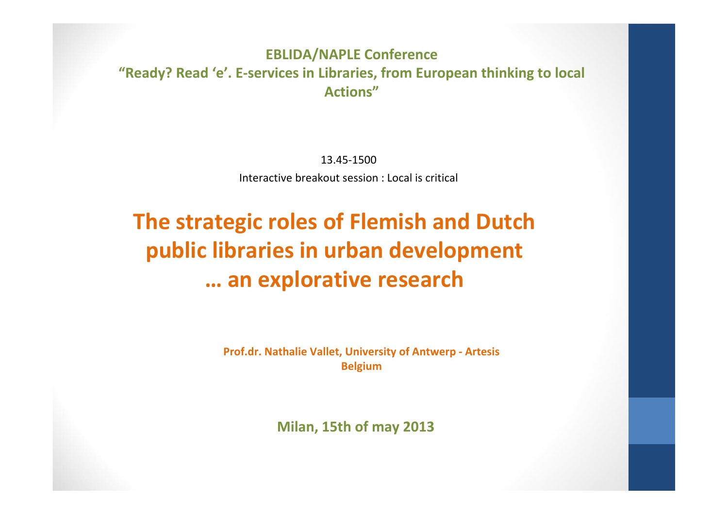**EBLIDA/NAPLE Conference**

**“Ready? Read ‘e’. E-services in Libraries, from European thinking to local Actions”**

13.45-1500

Interactive breakout session : Local is critical

# The strategic roles of Flemish and Dutch public libraries in urban development … an explorative research

**Prof.dr. Nathalie Vallet, University of Antwerp - Artesis**
**Belgium**

**Milan, 15th of may 2013**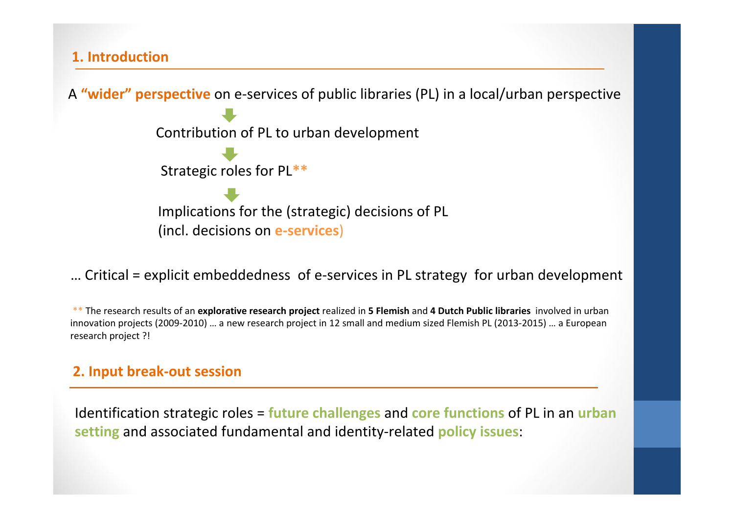## 1. Introduction

A **"wider" perspective** on e-services of public libraries (PL) in a local/urban perspective

↓

Contribution of PL to urban development

↓

Strategic roles for PL**

↓

Implications for the (strategic) decisions of PL
(incl. decisions on **e-services**)

… Critical = explicit embeddedness of e-services in PL strategy for urban development

** The research results of an **explorative research project** realized in **5 Flemish** and **4 Dutch Public libraries** involved in urban innovation projects (2009-2010) … a new research project in 12 small and medium sized Flemish PL (2013-2015) … a European research project ?!

## 2. Input break-out session

Identification strategic roles = **future challenges** and **core functions** of PL in an **urban setting** and associated fundamental and identity-related **policy issues**: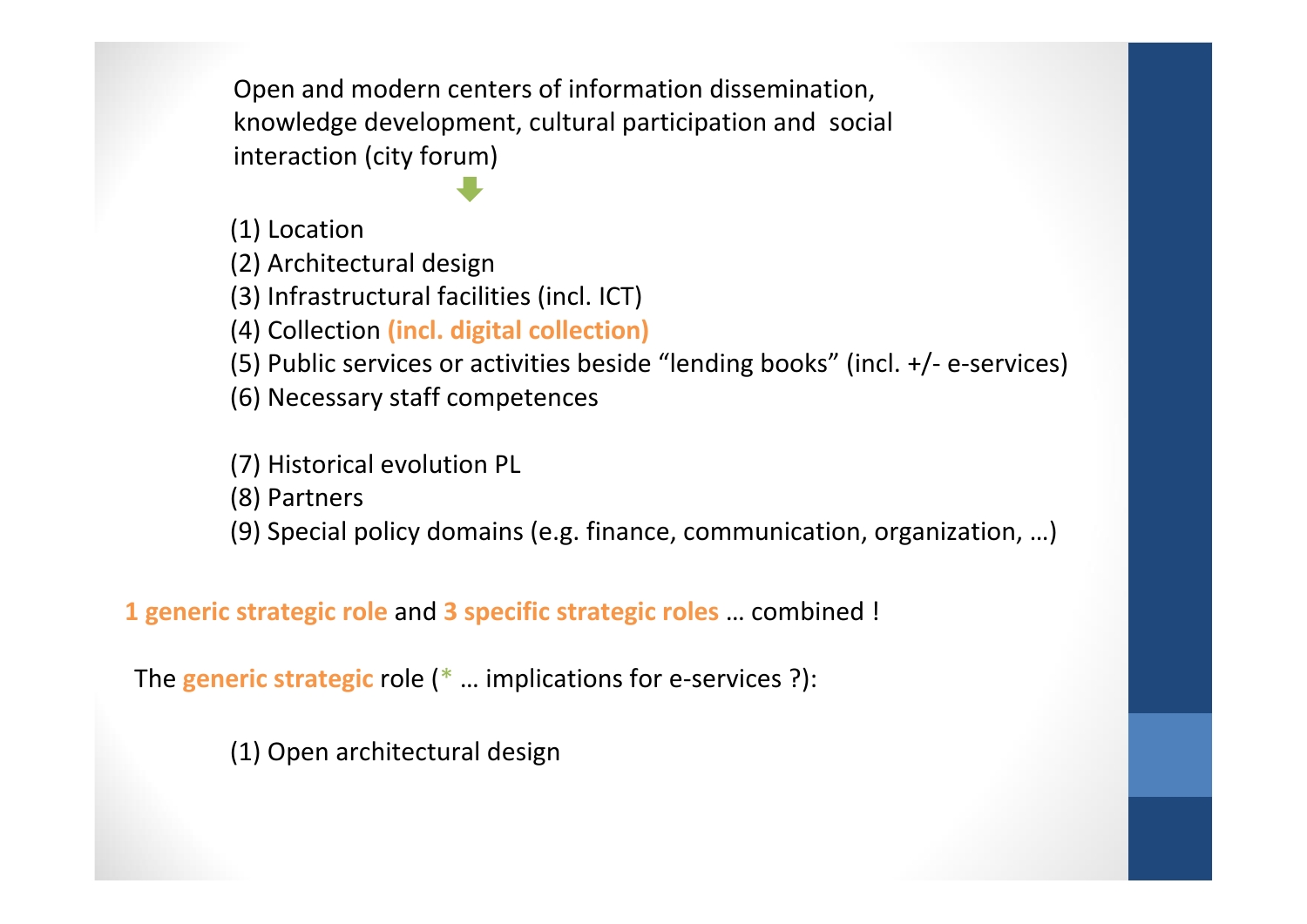Open and modern centers of information dissemination, knowledge development, cultural participation and social interaction (city forum)

⬇

(1) Location
(2) Architectural design
(3) Infrastructural facilities (incl. ICT)
(4) Collection **(incl. digital collection)**
(5) Public services or activities beside “lending books” (incl. +/- e-services)
(6) Necessary staff competences

(7) Historical evolution PL
(8) Partners
(9) Special policy domains (e.g. finance, communication, organization, …)

**1 generic strategic role** and **3 specific strategic roles** … combined !

The **generic strategic** role (* … implications for e-services ?):

(1) Open architectural design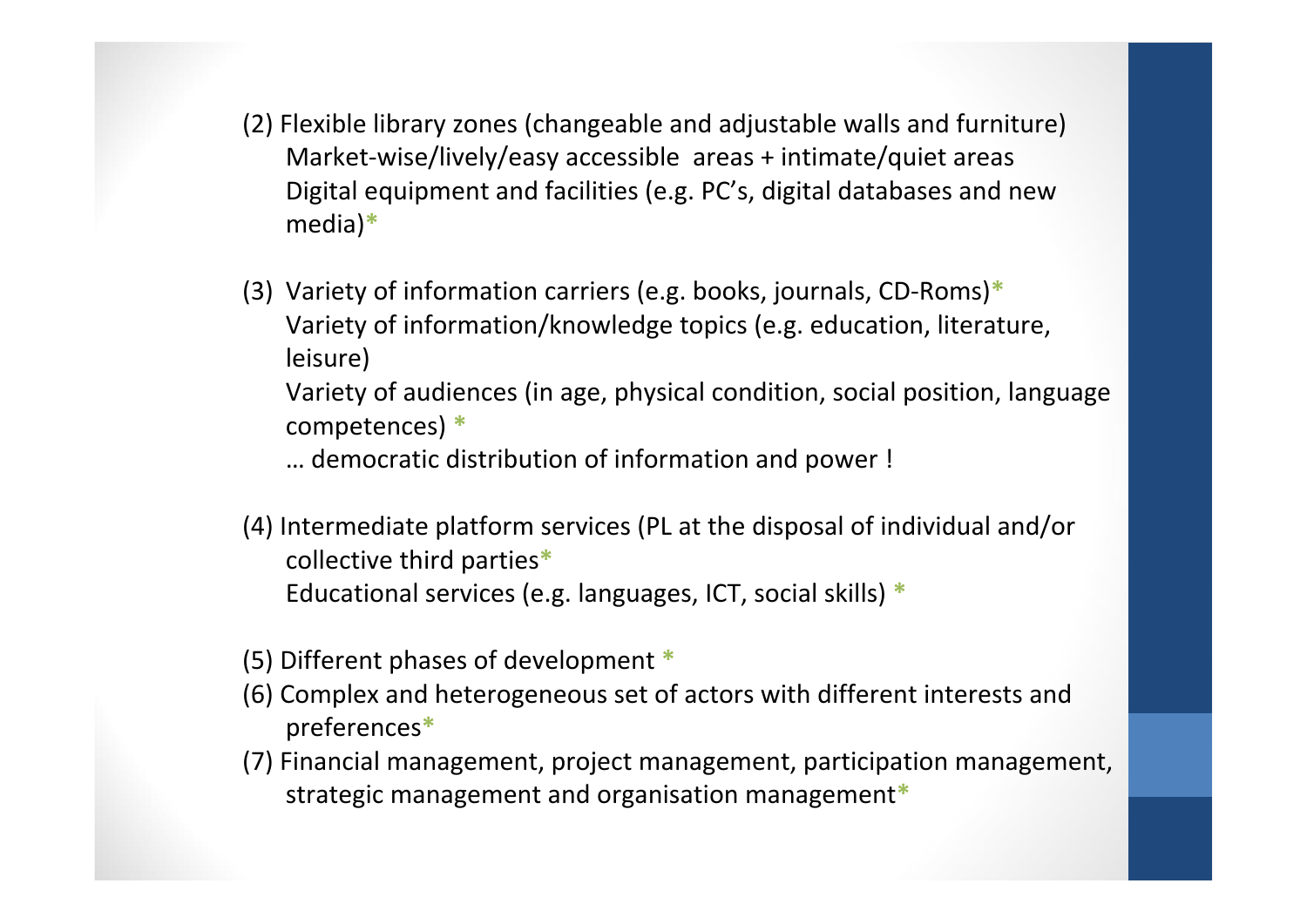(2) Flexible library zones (changeable and adjustable walls and furniture)
Market-wise/lively/easy accessible areas + intimate/quiet areas
Digital equipment and facilities (e.g. PC's, digital databases and new media)*

(3) Variety of information carriers (e.g. books, journals, CD-Roms)*
Variety of information/knowledge topics (e.g. education, literature, leisure)
Variety of audiences (in age, physical condition, social position, language competences) *
… democratic distribution of information and power !

(4) Intermediate platform services (PL at the disposal of individual and/or collective third parties*
Educational services (e.g. languages, ICT, social skills) *

(5) Different phases of development *

(6) Complex and heterogeneous set of actors with different interests and preferences*

(7) Financial management, project management, participation management, strategic management and organisation management*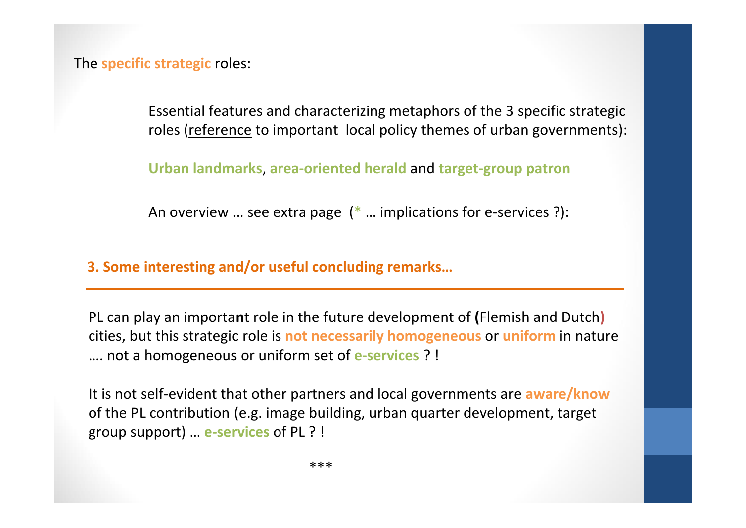The **specific strategic** roles:

Essential features and characterizing metaphors of the 3 specific strategic roles (<u>reference</u> to important local policy themes of urban governments):

**Urban landmarks**, **area-oriented herald** and **target-group patron**

An overview … see extra page (* … implications for e-services ?):

### 3. Some interesting and/or useful concluding remarks…

---

PL can play an importa**n**t role in the future development of **(**Flemish and Dutch**)** cities, but this strategic role is **not necessarily homogeneous** or **uniform** in nature …. not a homogeneous or uniform set of **e-services** ? !

It is not self-evident that other partners and local governments are **aware/know** of the PL contribution (e.g. image building, urban quarter development, target group support) … **e-services** of PL ? !

***